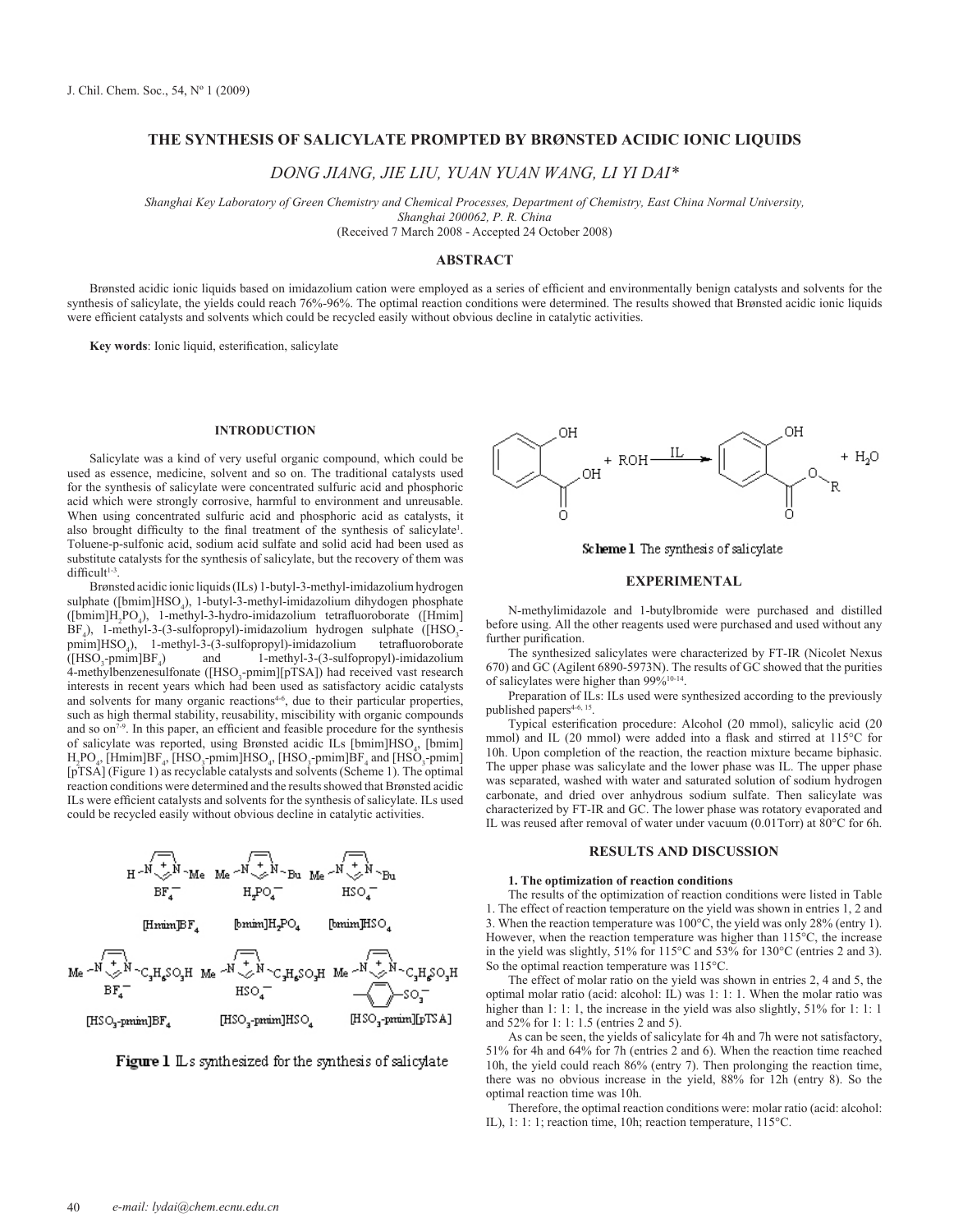# THE SYNTHESIS OF SALICYLATE PROMPTED BY BRØNSTED ACIDIC IONIC LIQUIDS

*DONG JIANG, JIE LIU, YUAN YUAN WANG, LI YI DAI\**

*Shanghai Key Laboratory of Green Chemistry and Chemical Processes, Department of Chemistry, East China Normal University, Shanghai 200062, P. R. China*

(Received 7 March 2008 - Accepted 24 October 2008)

## ABSTRACT

Brønsted acidic ionic liquids based on imidazolium cation were employed as a series of efficient and environmentally benign catalysts and solvents for the synthesis of salicylate, the yields could reach 76%-96%. The optimal reaction conditions were determined. The results showed that Brønsted acidic ionic liquids were efficient catalysts and solvents which could be recycled easily without obvious decline in catalytic activities.

**Key words**: Ionic liquid, esterification, salicylate

## INTRODUCTION

Salicylate was a kind of very useful organic compound, which could be used as essence, medicine, solvent and so on. The traditional catalysts used for the synthesis of salicylate were concentrated sulfuric acid and phosphoric acid which were strongly corrosive, harmful to environment and unreusable. When using concentrated sulfuric acid and phosphoric acid as catalysts, it also brought difficulty to the final treatment of the synthesis of salicylate[1]. Toluene-p-sulfonic acid, sodium acid sulfate and solid acid had been used as substitute catalysts for the synthesis of salicylate, but the recovery of them was difficult[1-3].

Brønsted acidic ionic liquids (ILs) 1-butyl-3-methyl-imidazolium hydrogen sulphate ([bmim]$HSO_4$), 1-butyl-3-methyl-imidazolium dihydogen phosphate ([bmim]$H_2PO_4$), 1-methyl-3-hydro-imidazolium tetrafluoroborate ([Hmim]$BF_4$), 1-methyl-3-(3-sulfopropyl)-imidazolium hydrogen sulphate ([$HSO_3$-pmim]$HSO_4$), 1-methyl-3-(3-sulfopropyl)-imidazolium tetrafluoroborate ([$HSO_3$-pmim]$BF_4$) and 1-methyl-3-(3-sulfopropyl)-imidazolium 4-methylbenzenesulfonate ([$HSO_3$-pmim][pTSA]) had received vast research interests in recent years which had been used as satisfactory acidic catalysts and solvents for many organic reactions[4-6], due to their particular properties, such as high thermal stability, reusability, miscibility with organic compounds and so on[7-9]. In this paper, an efficient and feasible procedure for the synthesis of salicylate was reported, using Brønsted acidic ILs [bmim]$HSO_4$, [bmim]$H_2PO_4$, [Hmim]$BF_4$, [$HSO_3$-pmim]$HSO_4$, [$HSO_3$-pmim]$BF_4$ and [$HSO_3$-pmim][pTSA] (Figure 1) as recyclable catalysts and solvents (Scheme 1). The optimal reaction conditions were determined and the results showed that Brønsted acidic ILs were efficient catalysts and solvents for the synthesis of salicylate. ILs used could be recycled easily without obvious decline in catalytic activities.

[Hmim]$BF_4$ [bmim]$H_2PO_4$ [bmim]$HSO_4$

[$HSO_3$-pmim]$BF_4$ [$HSO_3$-pmim]$HSO_4$ [$HSO_3$-pmim][pTSA]

**Figure 1** ILs synthesized for the synthesis of salicylate

**Scheme 1** The synthesis of salicylate

## EXPERIMENTAL

N-methylimidazole and 1-butylbromide were purchased and distilled before using. All the other reagents used were purchased and used without any further purification.

The synthesized salicylates were characterized by FT-IR (Nicolet Nexus 670) and GC (Agilent 6890-5973N). The results of GC showed that the purities of salicylates were higher than 99%[10-14].

Preparation of ILs: ILs used were synthesized according to the previously published papers[4-6, 15].

Typical esterification procedure: Alcohol (20 mmol), salicylic acid (20 mmol) and IL (20 mmol) were added into a flask and stirred at 115°C for 10h. Upon completion of the reaction, the reaction mixture became biphasic. The upper phase was salicylate and the lower phase was IL. The upper phase was separated, washed with water and saturated solution of sodium hydrogen carbonate, and dried over anhydrous sodium sulfate. Then salicylate was characterized by FT-IR and GC. The lower phase was rotatory evaporated and IL was reused after removal of water under vacuum (0.01Torr) at 80°C for 6h.

## RESULTS AND DISCUSSION

### 1. The optimization of reaction conditions

The results of the optimization of reaction conditions were listed in Table 1. The effect of reaction temperature on the yield was shown in entries 1, 2 and 3. When the reaction temperature was 100°C, the yield was only 28% (entry 1). However, when the reaction temperature was higher than 115°C, the increase in the yield was slightly, 51% for 115°C and 53% for 130°C (entries 2 and 3). So the optimal reaction temperature was 115°C.

The effect of molar ratio on the yield was shown in entries 2, 4 and 5, the optimal molar ratio (acid: alcohol: IL) was 1: 1: 1. When the molar ratio was higher than 1: 1: 1, the increase in the yield was also slightly, 51% for 1: 1: 1 and 52% for 1: 1: 1.5 (entries 2 and 5).

As can be seen, the yields of salicylate for 4h and 7h were not satisfactory, 51% for 4h and 64% for 7h (entries 2 and 6). When the reaction time reached 10h, the yield could reach 86% (entry 7). Then prolonging the reaction time, there was no obvious increase in the yield, 88% for 12h (entry 8). So the optimal reaction time was 10h.

Therefore, the optimal reaction conditions were: molar ratio (acid: alcohol: IL), 1: 1: 1; reaction time, 10h; reaction temperature, 115°C.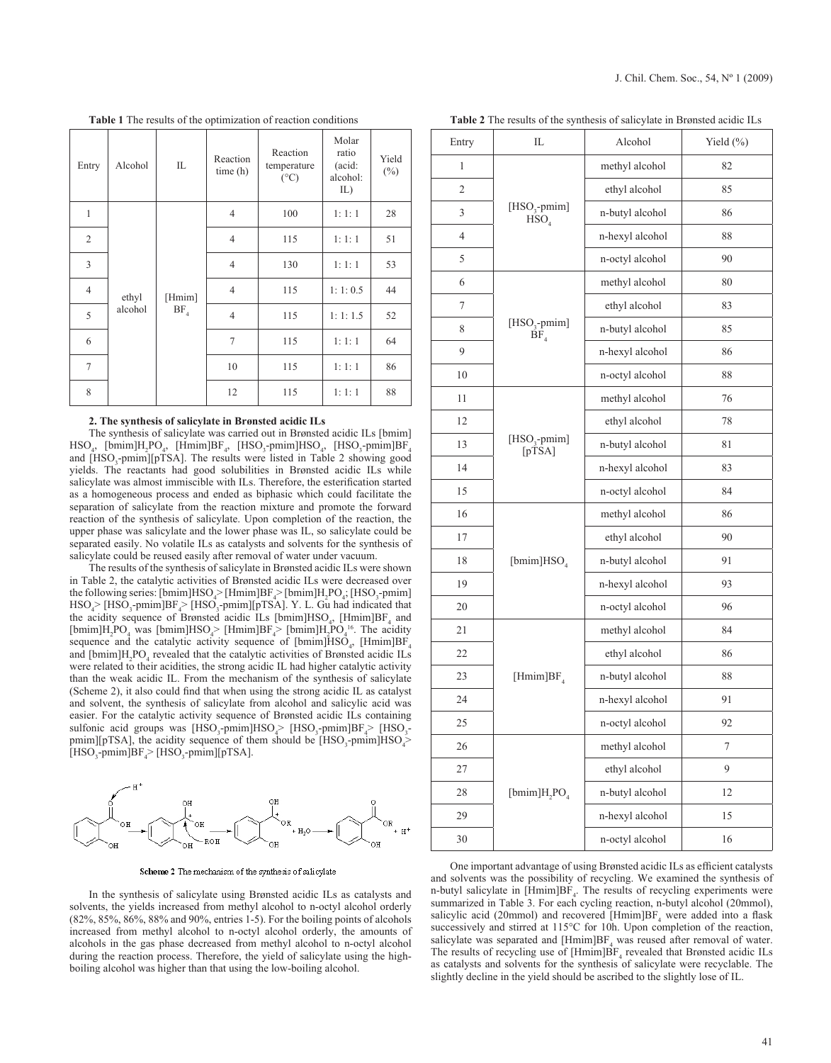**Table 1** The results of the optimization of reaction conditions

| Entry | Alcohol | IL | Reaction time (h) | Reaction temperature (°C) | Molar ratio (acid: alcohol: IL) | Yield (%) |
|---|---|---|---|---|---|---|
| 1 | ethyl alcohol | [Hmim] $BF_4$ | 4 | 100 | 1: 1: 1 | 28 |
| 2 | | | 4 | 115 | 1: 1: 1 | 51 |
| 3 | | | 4 | 130 | 1: 1: 1 | 53 |
| 4 | | | 4 | 115 | 1: 1: 0.5 | 44 |
| 5 | | | 4 | 115 | 1: 1: 1.5 | 52 |
| 6 | | | 7 | 115 | 1: 1: 1 | 64 |
| 7 | | | 10 | 115 | 1: 1: 1 | 86 |
| 8 | | | 12 | 115 | 1: 1: 1 | 88 |

**2. The synthesis of salicylate in Brønsted acidic ILs**

The synthesis of salicylate was carried out in Brønsted acidic ILs [bmim]$HSO_4$, [bmim]$H_2PO_4$, [Hmim]$BF_4$, [$HSO_3$-pmim]$HSO_4$, [$HSO_3$-pmim]$BF_4$ and [$HSO_3$-pmim][pTSA]. The results were listed in Table 2 showing good yields. The reactants had good solubilities in Brønsted acidic ILs while salicylate was almost immiscible with ILs. Therefore, the esterification started as a homogeneous process and ended as biphasic which could facilitate the separation of salicylate from the reaction mixture and promote the forward reaction of the synthesis of salicylate. Upon completion of the reaction, the upper phase was salicylate and the lower phase was IL, so salicylate could be separated easily. No volatile ILs as catalysts and solvents for the synthesis of salicylate could be reused easily after removal of water under vacuum.

The results of the synthesis of salicylate in Brønsted acidic ILs were shown in Table 2, the catalytic activities of Brønsted acidic ILs were decreased over the following series: [bmim]$HSO_4$> [Hmim]$BF_4$> [bmim]$H_2PO_4$; [$HSO_3$-pmim]$HSO_4$> [$HSO_3$-pmim]$BF_4$> [$HSO_3$-pmim][pTSA]. Y. L. Gu had indicated that the acidity sequence of Brønsted acidic ILs [bmim]$HSO_4$, [Hmim]$BF_4$ and [bmim]$H_2PO_4$ was [bmim]$HSO_4$> [Hmim]$BF_4$> [bmim]$H_2PO_4$[16]. The acidity sequence and the catalytic activity sequence of [bmim]$HSO_4$, [Hmim]$BF_4$ and [bmim]$H_2PO_4$ revealed that the catalytic activities of Brønsted acidic ILs were related to their acidities, the strong acidic IL had higher catalytic activity than the weak acidic IL. From the mechanism of the synthesis of salicylate (Scheme 2), it also could find that when using the strong acidic IL as catalyst and solvent, the synthesis of salicylate from alcohol and salicylic acid was easier. For the catalytic activity sequence of Brønsted acidic ILs containing sulfonic acid groups was [$HSO_3$-pmim]$HSO_4$> [$HSO_3$-pmim]$BF_4$> [$HSO_3$-pmim][pTSA], the acidity sequence of them should be [$HSO_3$-pmim]$HSO_4$> [$HSO_3$-pmim]$BF_4$> [$HSO_3$-pmim][pTSA].

Scheme 2 The mechanism of the synthesis of salicylate

In the synthesis of salicylate using Brønsted acidic ILs as catalysts and solvents, the yields increased from methyl alcohol to n-octyl alcohol orderly (82%, 85%, 86%, 88% and 90%, entries 1-5). For the boiling points of alcohols increased from methyl alcohol to n-octyl alcohol orderly, the amounts of alcohols in the gas phase decreased from methyl alcohol to n-octyl alcohol during the reaction process. Therefore, the yield of salicylate using the high-boiling alcohol was higher than that using the low-boiling alcohol.

**Table 2** The results of the synthesis of salicylate in Brønsted acidic ILs

| Entry | IL | Alcohol | Yield (%) |
|---|---|---|---|
| 1 | [$HSO_3$-pmim] $HSO_4$ | methyl alcohol | 82 |
| 2 | | ethyl alcohol | 85 |
| 3 | | n-butyl alcohol | 86 |
| 4 | | n-hexyl alcohol | 88 |
| 5 | | n-octyl alcohol | 90 |
| 6 | [$HSO_3$-pmim] $BF_4$ | methyl alcohol | 80 |
| 7 | | ethyl alcohol | 83 |
| 8 | | n-butyl alcohol | 85 |
| 9 | | n-hexyl alcohol | 86 |
| 10 | | n-octyl alcohol | 88 |
| 11 | [$HSO_3$-pmim] [pTSA] | methyl alcohol | 76 |
| 12 | | ethyl alcohol | 78 |
| 13 | | n-butyl alcohol | 81 |
| 14 | | n-hexyl alcohol | 83 |
| 15 | | n-octyl alcohol | 84 |
| 16 | [bmim]$HSO_4$ | methyl alcohol | 86 |
| 17 | | ethyl alcohol | 90 |
| 18 | | n-butyl alcohol | 91 |
| 19 | | n-hexyl alcohol | 93 |
| 20 | | n-octyl alcohol | 96 |
| 21 | [Hmim]$BF_4$ | methyl alcohol | 84 |
| 22 | | ethyl alcohol | 86 |
| 23 | | n-butyl alcohol | 88 |
| 24 | | n-hexyl alcohol | 91 |
| 25 | | n-octyl alcohol | 92 |
| 26 | [bmim]$H_2PO_4$ | methyl alcohol | 7 |
| 27 | | ethyl alcohol | 9 |
| 28 | | n-butyl alcohol | 12 |
| 29 | | n-hexyl alcohol | 15 |
| 30 | | n-octyl alcohol | 16 |

One important advantage of using Brønsted acidic ILs as efficient catalysts and solvents was the possibility of recycling. We examined the synthesis of n-butyl salicylate in [Hmim]$BF_4$. The results of recycling experiments were summarized in Table 3. For each cycling reaction, n-butyl alcohol (20mmol), salicylic acid (20mmol) and recovered [Hmim]$BF_4$ were added into a flask successively and stirred at 115°C for 10h. Upon completion of the reaction, salicylate was separated and [Hmim]$BF_4$ was reused after removal of water. The results of recycling use of [Hmim]$BF_4$ revealed that Brønsted acidic ILs as catalysts and solvents for the synthesis of salicylate were recyclable. The slightly decline in the yield should be ascribed to the slightly lose of IL.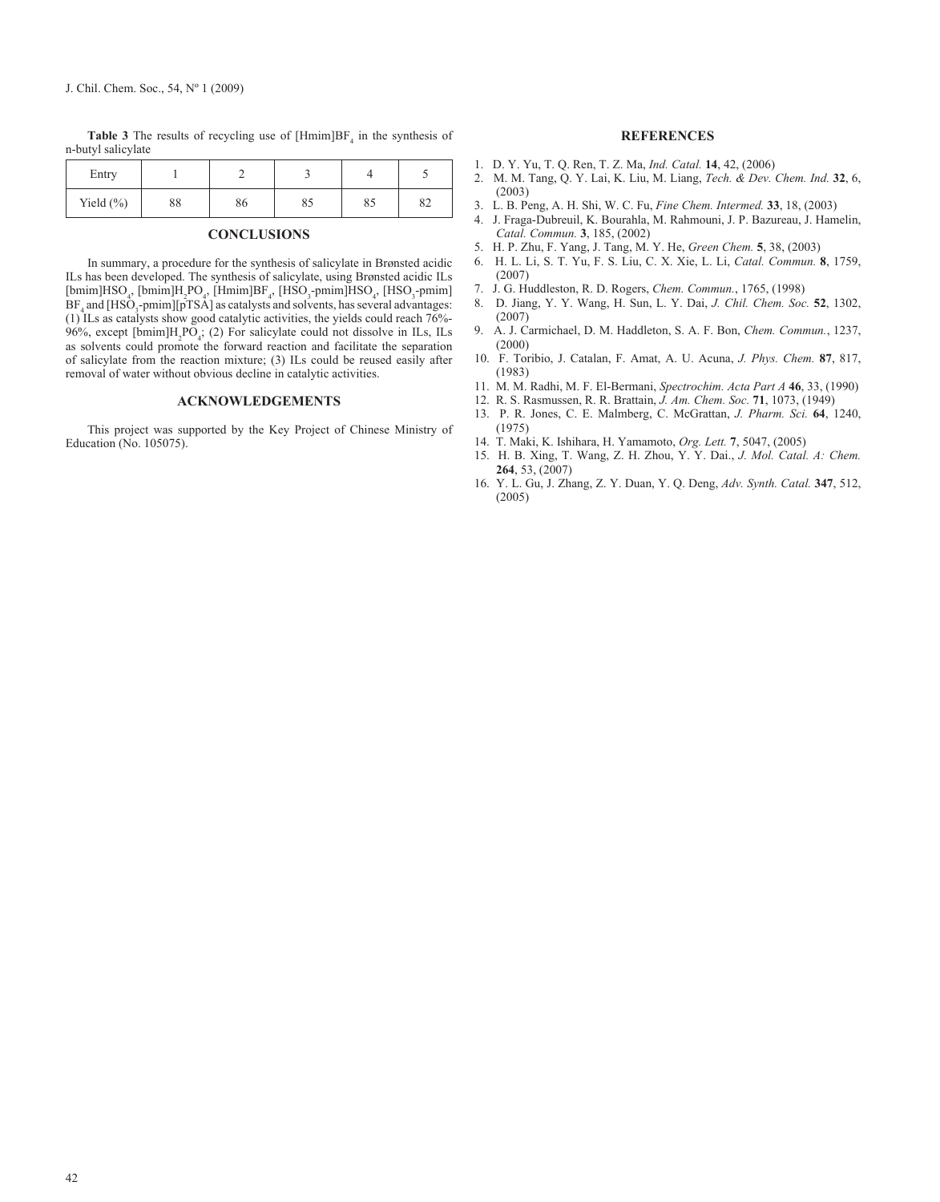**Table 3** The results of recycling use of $[Hmim]BF_4$ in the synthesis of n-butyl salicylate

| Entry | 1 | 2 | 3 | 4 | 5 |
|---|---|---|---|---|---|
| Yield (%) | 88 | 86 | 85 | 85 | 82 |

## CONCLUSIONS

In summary, a procedure for the synthesis of salicylate in Brønsted acidic ILs has been developed. The synthesis of salicylate, using Brønsted acidic ILs $[bmim]HSO_4$, $[bmim]H_2PO_4$, $[Hmim]BF_4$, $[HSO_3\text{-pmim}]HSO_4$, $[HSO_3\text{-pmim}]BF_4$ and $[HSO_3\text{-pmim}][pTSA]$ as catalysts and solvents, has several advantages: (1) ILs as catalysts show good catalytic activities, the yields could reach 76%-96%, except $[bmim]H_2PO_4$; (2) For salicylate could not dissolve in ILs, ILs as solvents could promote the forward reaction and facilitate the separation of salicylate from the reaction mixture; (3) ILs could be reused easily after removal of water without obvious decline in catalytic activities.

## ACKNOWLEDGEMENTS

This project was supported by the Key Project of Chinese Ministry of Education (No. 105075).

## REFERENCES

1. D. Y. Yu, T. Q. Ren, T. Z. Ma, *Ind. Catal.* **14**, 42, (2006)
2. M. M. Tang, Q. Y. Lai, K. Liu, M. Liang, *Tech. & Dev. Chem. Ind.* **32**, 6, (2003)
3. L. B. Peng, A. H. Shi, W. C. Fu, *Fine Chem. Intermed.* **33**, 18, (2003)
4. J. Fraga-Dubreuil, K. Bourahla, M. Rahmouni, J. P. Bazureau, J. Hamelin, *Catal. Commun.* **3**, 185, (2002)
5. H. P. Zhu, F. Yang, J. Tang, M. Y. He, *Green Chem.* **5**, 38, (2003)
6. H. L. Li, S. T. Yu, F. S. Liu, C. X. Xie, L. Li, *Catal. Commun.* **8**, 1759, (2007)
7. J. G. Huddleston, R. D. Rogers, *Chem. Commun.*, 1765, (1998)
8. D. Jiang, Y. Y. Wang, H. Sun, L. Y. Dai, *J. Chil. Chem. Soc.* **52**, 1302, (2007)
9. A. J. Carmichael, D. M. Haddleton, S. A. F. Bon, *Chem. Commun.*, 1237, (2000)
10. F. Toribio, J. Catalan, F. Amat, A. U. Acuna, *J. Phys. Chem.* **87**, 817, (1983)
11. M. M. Radhi, M. F. El-Bermani, *Spectrochim. Acta Part A* **46**, 33, (1990)
12. R. S. Rasmussen, R. R. Brattain, *J. Am. Chem. Soc.* **71**, 1073, (1949)
13. P. R. Jones, C. E. Malmberg, C. McGrattan, *J. Pharm. Sci.* **64**, 1240, (1975)
14. T. Maki, K. Ishihara, H. Yamamoto, *Org. Lett.* **7**, 5047, (2005)
15. H. B. Xing, T. Wang, Z. H. Zhou, Y. Y. Dai., *J. Mol. Catal. A: Chem.* **264**, 53, (2007)
16. Y. L. Gu, J. Zhang, Z. Y. Duan, Y. Q. Deng, *Adv. Synth. Catal.* **347**, 512, (2005)